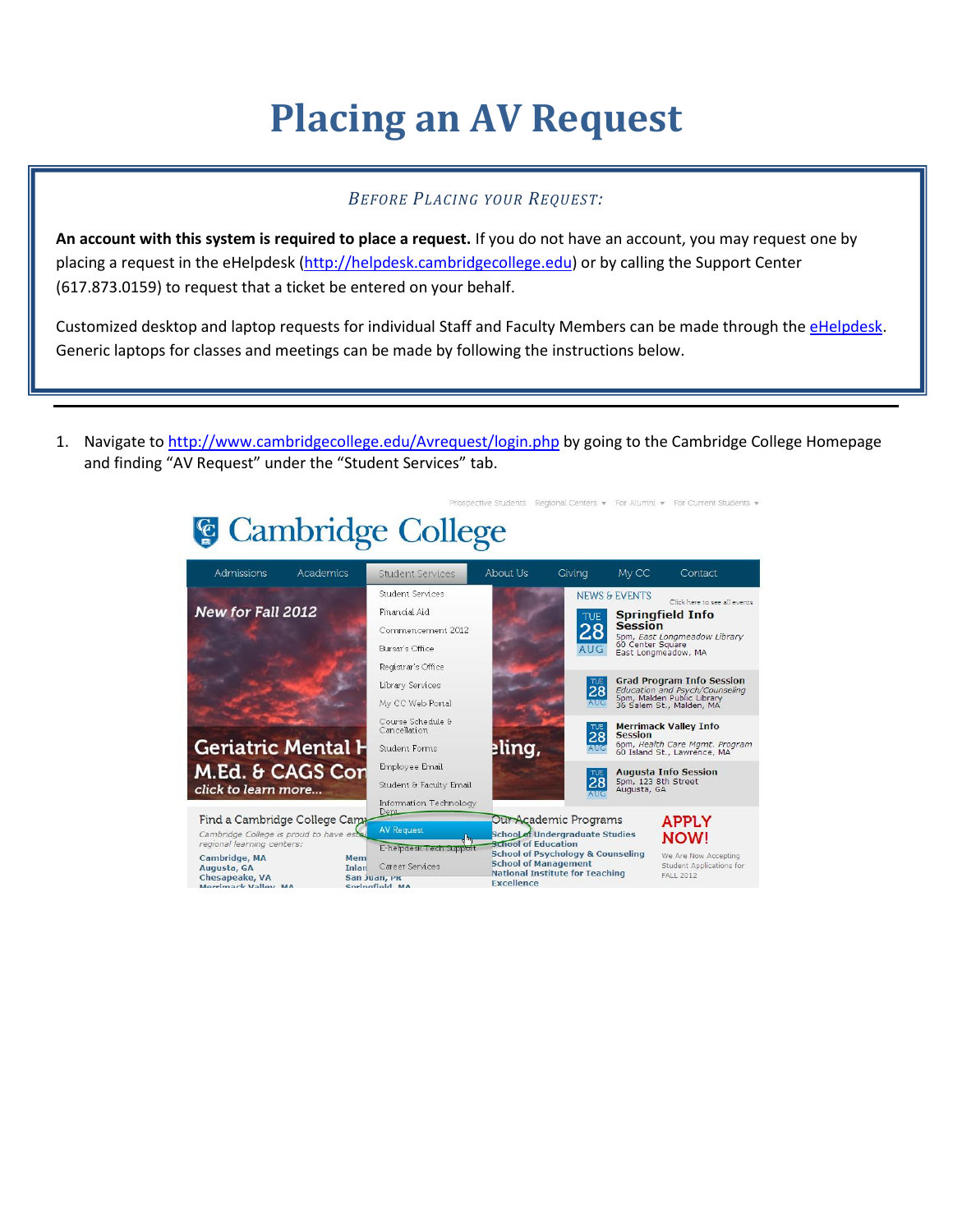# Placing an AV Request

*BEFORE PLACING YOUR REQUEST:*

**An account with this system is required to place a request.** If you do not have an account, you may request one by placing a request in the eHelpdesk (http://helpdesk.cambridgecollege.edu) or by calling the Support Center (617.873.0159) to request that a ticket be entered on your behalf.

Customized desktop and laptop requests for individual Staff and Faculty Members can be made through the eHelpdesk. Generic laptops for classes and meetings can be made by following the instructions below.

---

1. Navigate to http://www.cambridgecollege.edu/Avrequest/login.php by going to the Cambridge College Homepage and finding "AV Request" under the "Student Services" tab.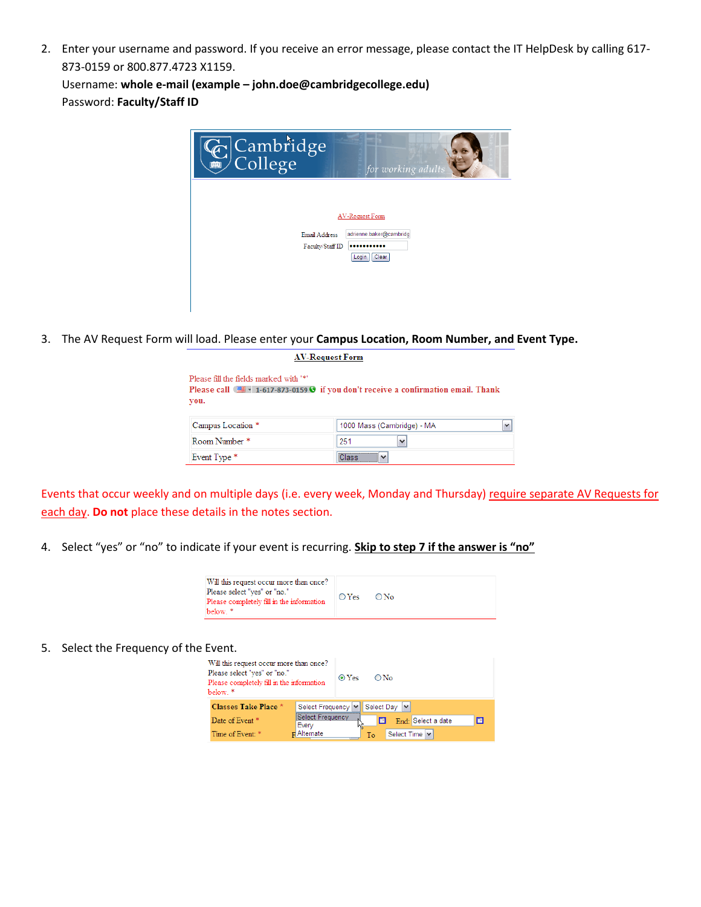2. Enter your username and password. If you receive an error message, please contact the IT HelpDesk by calling 617-873-0159 or 800.877.4723 X1159.
   Username: **whole e-mail (example – john.doe@cambridgecollege.edu)**
   Password: **Faculty/Staff ID**

Cambridge College *for working adults*

AV-Request Form

Email Address: adrienne.baker@cambridg
Faculty/Staff ID: ••••••••••••
Login | Clear

3. The AV Request Form will load. Please enter your **Campus Location, Room Number, and Event Type.**

**AV-Request Form**

Please fill the fields marked with '*'
**Please call 1-617-873-0159 if you don't receive a confirmation email.** Thank you.

| | |
|---|---|
| Campus Location * | 1000 Mass (Cambridge) - MA |
| Room Number * | 251 |
| Event Type * | Class |

Events that occur weekly and on multiple days (i.e. every week, Monday and Thursday) require separate AV Requests for each day. **Do not** place these details in the notes section.

4. Select "yes" or "no" to indicate if your event is recurring. **Skip to step 7 if the answer is "no"**

| | |
|---|---|
| Will this request occur more than once? Please select "yes" or "no." Please completely fill in the information below. * | ○ Yes ○ No |

5. Select the Frequency of the Event.

| | |
|---|---|
| Will this request occur more than once? Please select "yes" or "no." Please completely fill in the information below. * | ◉ Yes ○ No |

| | | | | |
|---|---|---|---|---|
| Classes Take Place * | Select Frequency (Select Frequency / Every / Alternate) | Select Day | | |
| Date of Event * | | | End: | Select a date |
| Time of Event: * | | | To | Select Time |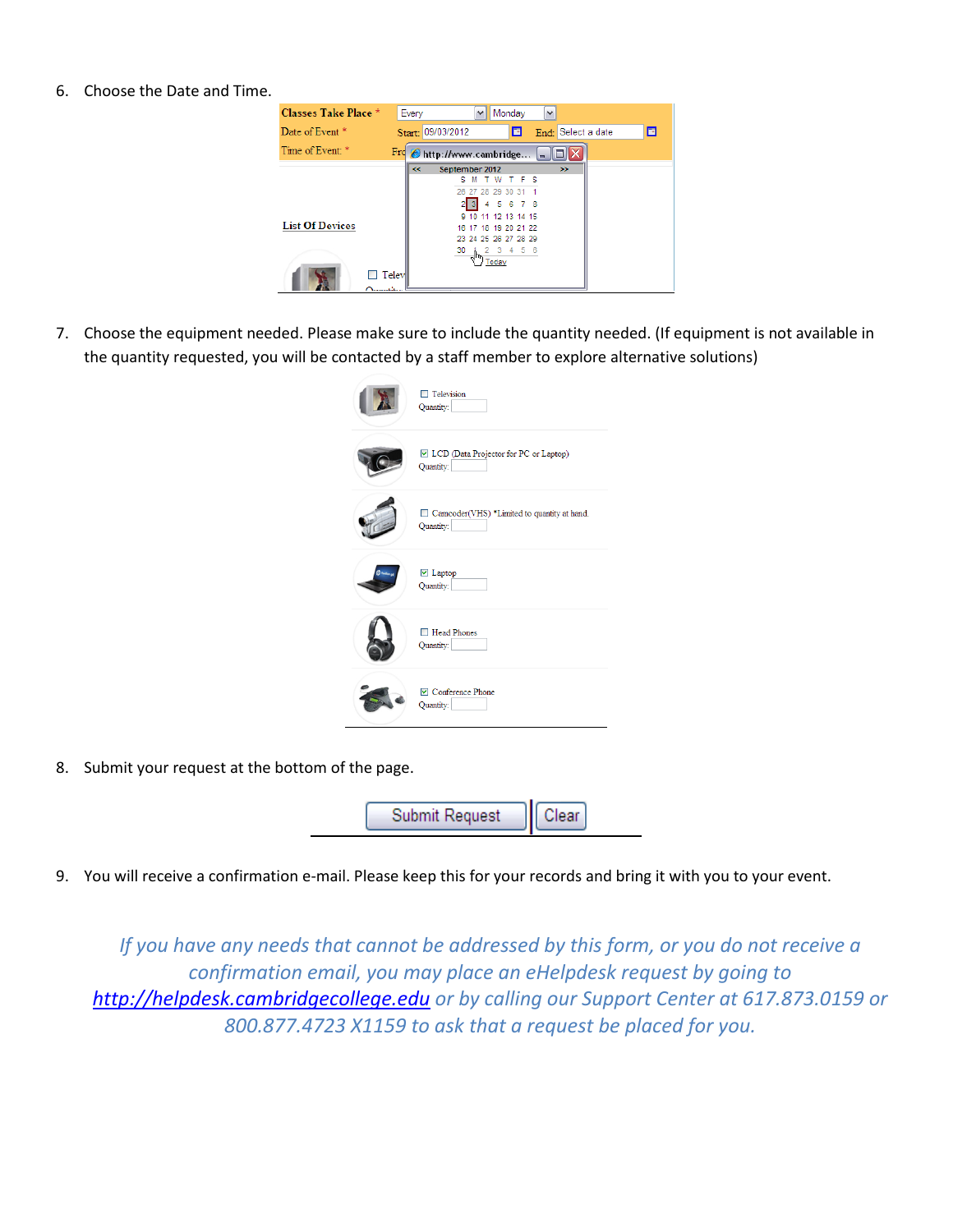6. Choose the Date and Time.

7. Choose the equipment needed. Please make sure to include the quantity needed. (If equipment is not available in the quantity requested, you will be contacted by a staff member to explore alternative solutions)

8. Submit your request at the bottom of the page.

9. You will receive a confirmation e-mail. Please keep this for your records and bring it with you to your event.

*If you have any needs that cannot be addressed by this form, or you do not receive a confirmation email, you may place an eHelpdesk request by going to [http://helpdesk.cambridgecollege.edu](http://helpdesk.cambridgecollege.edu) or by calling our Support Center at 617.873.0159 or 800.877.4723 X1159 to ask that a request be placed for you.*